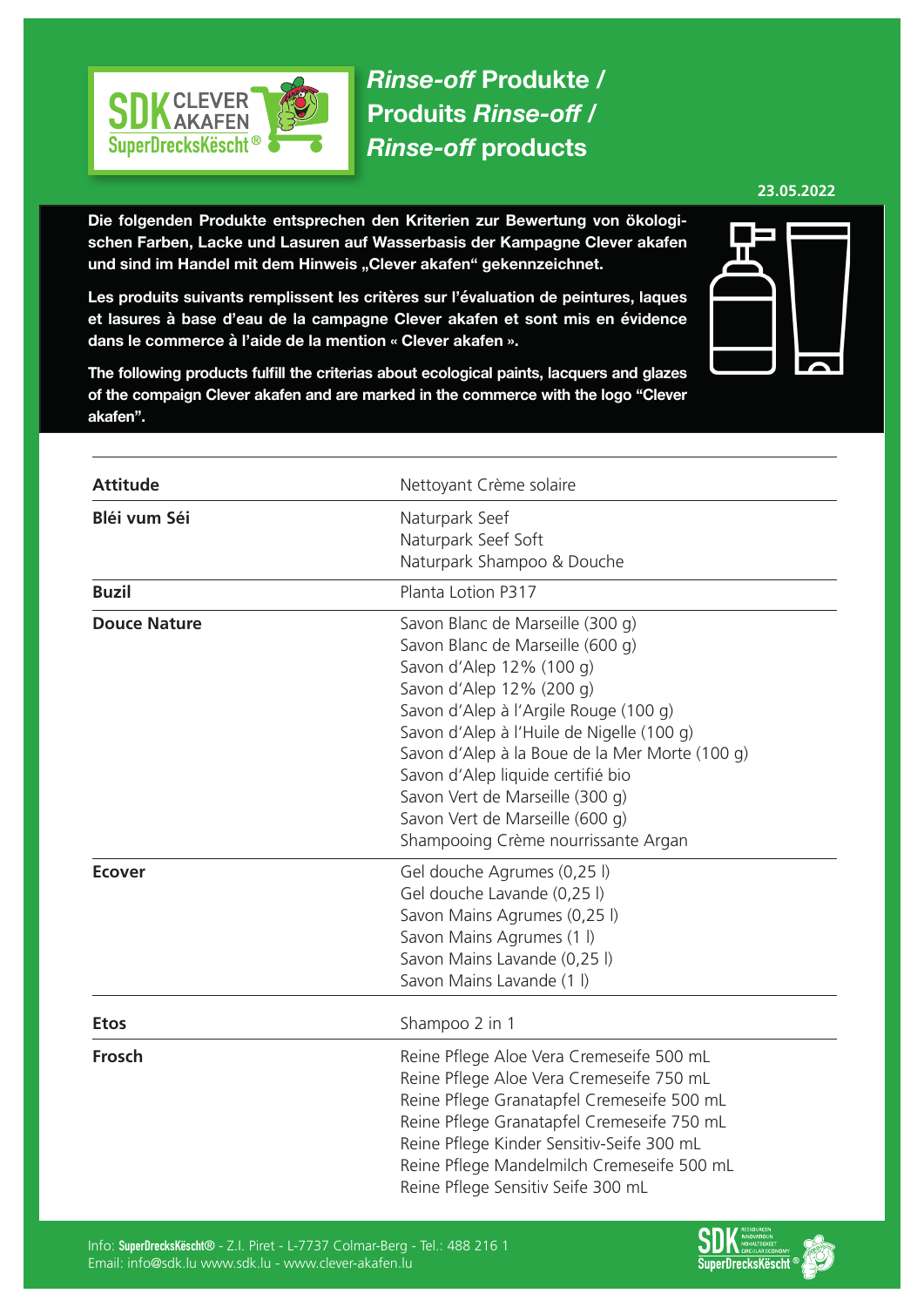# *Rinse-off* Produkte / Produits *Rinse-off* / *Rinse-off* products

**23.05.2022**

**Die folgenden Produkte entsprechen den Kriterien zur Bewertung von ökologischen Farben, Lacke und Lasuren auf Wasserbasis der Kampagne Clever akafen und sind im Handel mit dem Hinweis „Clever akafen“ gekennzeichnet.**

**Les produits suivants remplissent les critères sur l'évaluation de peintures, laques et lasures à base d'eau de la campagne Clever akafen et sont mis en évidence dans le commerce à l'aide de la mention « Clever akafen ».**

**The following products fulfill the criterias about ecological paints, lacquers and glazes of the compaign Clever akafen and are marked in the commerce with the logo “Clever akafen”.**

| | |
|---|---|
| **Attitude** | Nettoyant Crème solaire |
| **Bléi vum Séi** | Naturpark Seef<br>Naturpark Seef Soft<br>Naturpark Shampoo & Douche |
| **Buzil** | Planta Lotion P317 |
| **Douce Nature** | Savon Blanc de Marseille (300 g)<br>Savon Blanc de Marseille (600 g)<br>Savon d'Alep 12% (100 g)<br>Savon d'Alep 12% (200 g)<br>Savon d'Alep à l'Argile Rouge (100 g)<br>Savon d'Alep à l'Huile de Nigelle (100 g)<br>Savon d'Alep à la Boue de la Mer Morte (100 g)<br>Savon d'Alep liquide certifié bio<br>Savon Vert de Marseille (300 g)<br>Savon Vert de Marseille (600 g)<br>Shampooing Crème nourrissante Argan |
| **Ecover** | Gel douche Agrumes (0,25 l)<br>Gel douche Lavande (0,25 l)<br>Savon Mains Agrumes (0,25 l)<br>Savon Mains Agrumes (1 l)<br>Savon Mains Lavande (0,25 l)<br>Savon Mains Lavande (1 l) |
| **Etos** | Shampoo 2 in 1 |
| **Frosch** | Reine Pflege Aloe Vera Cremeseife 500 mL<br>Reine Pflege Aloe Vera Cremeseife 750 mL<br>Reine Pflege Granatapfel Cremeseife 500 mL<br>Reine Pflege Granatapfel Cremeseife 750 mL<br>Reine Pflege Kinder Sensitiv-Seife 300 mL<br>Reine Pflege Mandelmilch Cremeseife 500 mL<br>Reine Pflege Sensitiv Seife 300 mL |

Info: SuperDrecksKëscht® - Z.I. Piret - L-7737 Colmar-Berg - Tel.: 488 216 1
Email: info@sdk.lu www.sdk.lu - www.clever-akafen.lu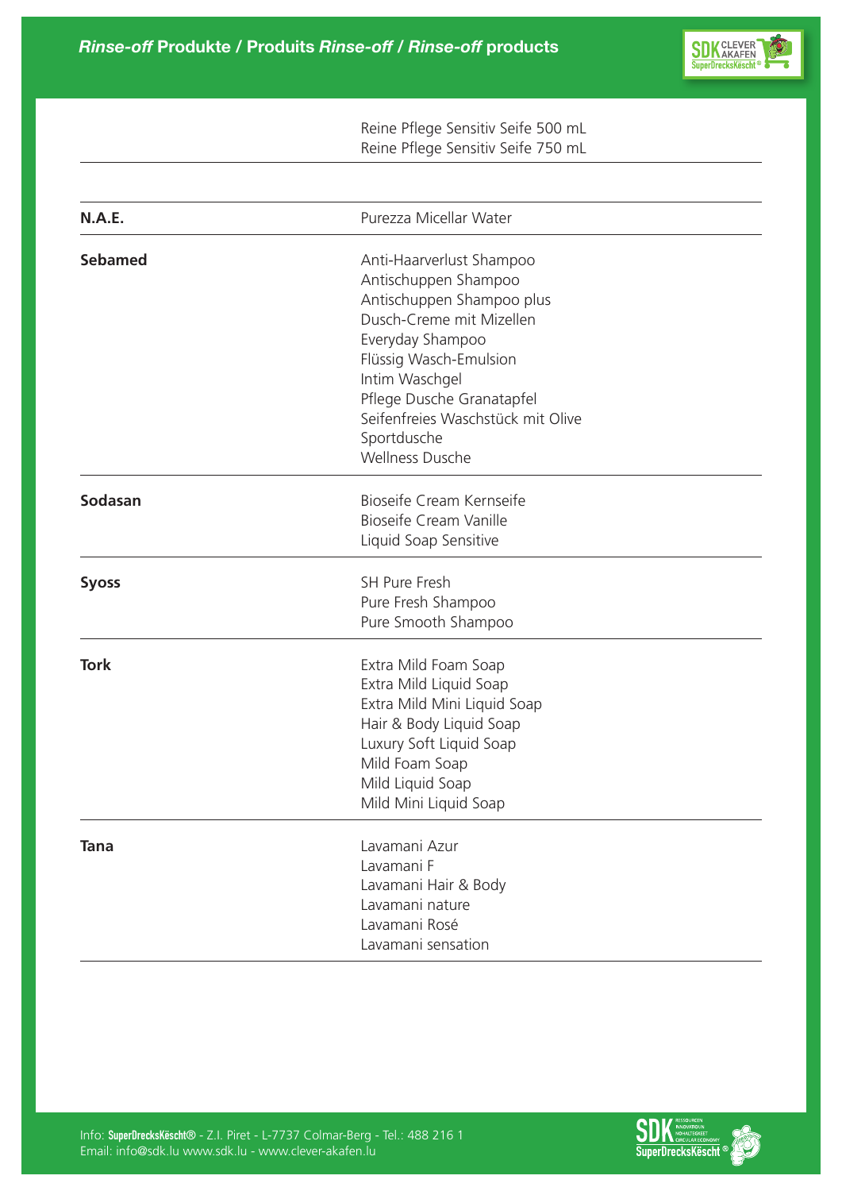## *Rinse-off* Produkte / Produits *Rinse-off* / *Rinse-off* products

| | |
|---|---|
| | Reine Pflege Sensitiv Seife 500 mL<br>Reine Pflege Sensitiv Seife 750 mL |
| **N.A.E.** | Purezza Micellar Water |
| **Sebamed** | Anti-Haarverlust Shampoo<br>Antischuppen Shampoo<br>Antischuppen Shampoo plus<br>Dusch-Creme mit Mizellen<br>Everyday Shampoo<br>Flüssig Wasch-Emulsion<br>Intim Waschgel<br>Pflege Dusche Granatapfel<br>Seifenfreies Waschstück mit Olive<br>Sportdusche<br>Wellness Dusche |
| **Sodasan** | Bioseife Cream Kernseife<br>Bioseife Cream Vanille<br>Liquid Soap Sensitive |
| **Syoss** | SH Pure Fresh<br>Pure Fresh Shampoo<br>Pure Smooth Shampoo |
| **Tork** | Extra Mild Foam Soap<br>Extra Mild Liquid Soap<br>Extra Mild Mini Liquid Soap<br>Hair & Body Liquid Soap<br>Luxury Soft Liquid Soap<br>Mild Foam Soap<br>Mild Liquid Soap<br>Mild Mini Liquid Soap |
| **Tana** | Lavamani Azur<br>Lavamani F<br>Lavamani Hair & Body<br>Lavamani nature<br>Lavamani Rosé<br>Lavamani sensation |

Info: **SuperDrecksKëscht®** - Z.I. Piret - L-7737 Colmar-Berg - Tel.: 488 216 1
Email: info@sdk.lu www.sdk.lu - www.clever-akafen.lu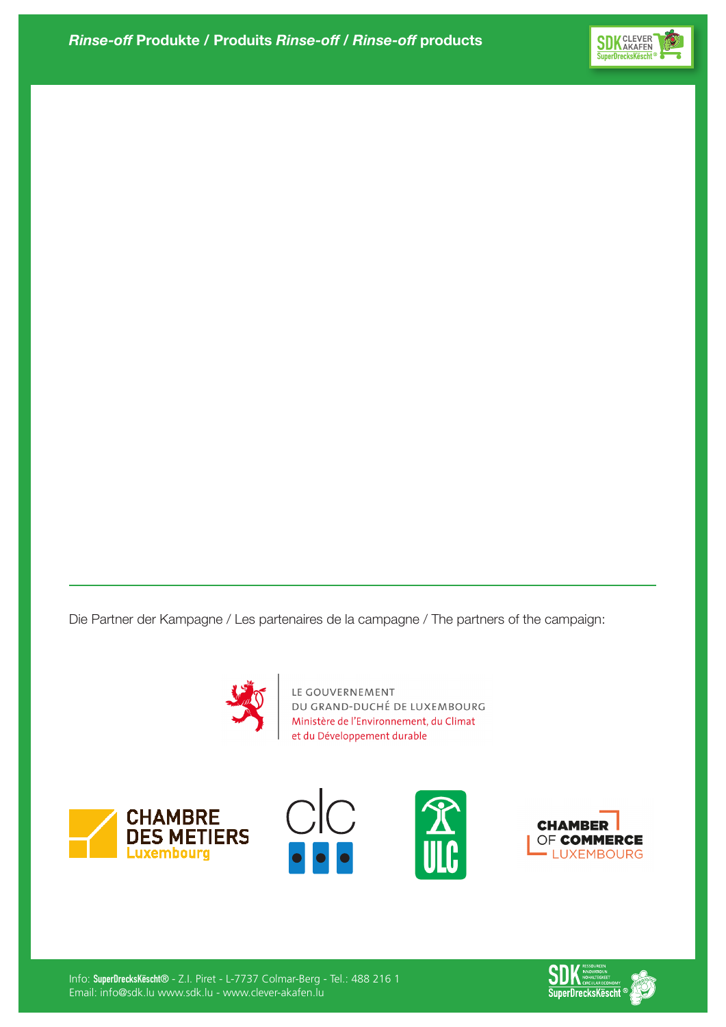Die Partner der Kampagne / Les partenaires de la campagne / The partners of the campaign:

LE GOUVERNEMENT
DU GRAND-DUCHÉ DE LUXEMBOURG
Ministère de l'Environnement, du Climat
et du Développement durable

CHAMBRE DES METIERS Luxembourg

clc

ULC

CHAMBER OF COMMERCE LUXEMBOURG

Info: **SuperDrecksKëscht®** - Z.I. Piret - L-7737 Colmar-Berg - Tel.: 488 216 1
Email: info@sdk.lu www.sdk.lu - www.clever-akafen.lu